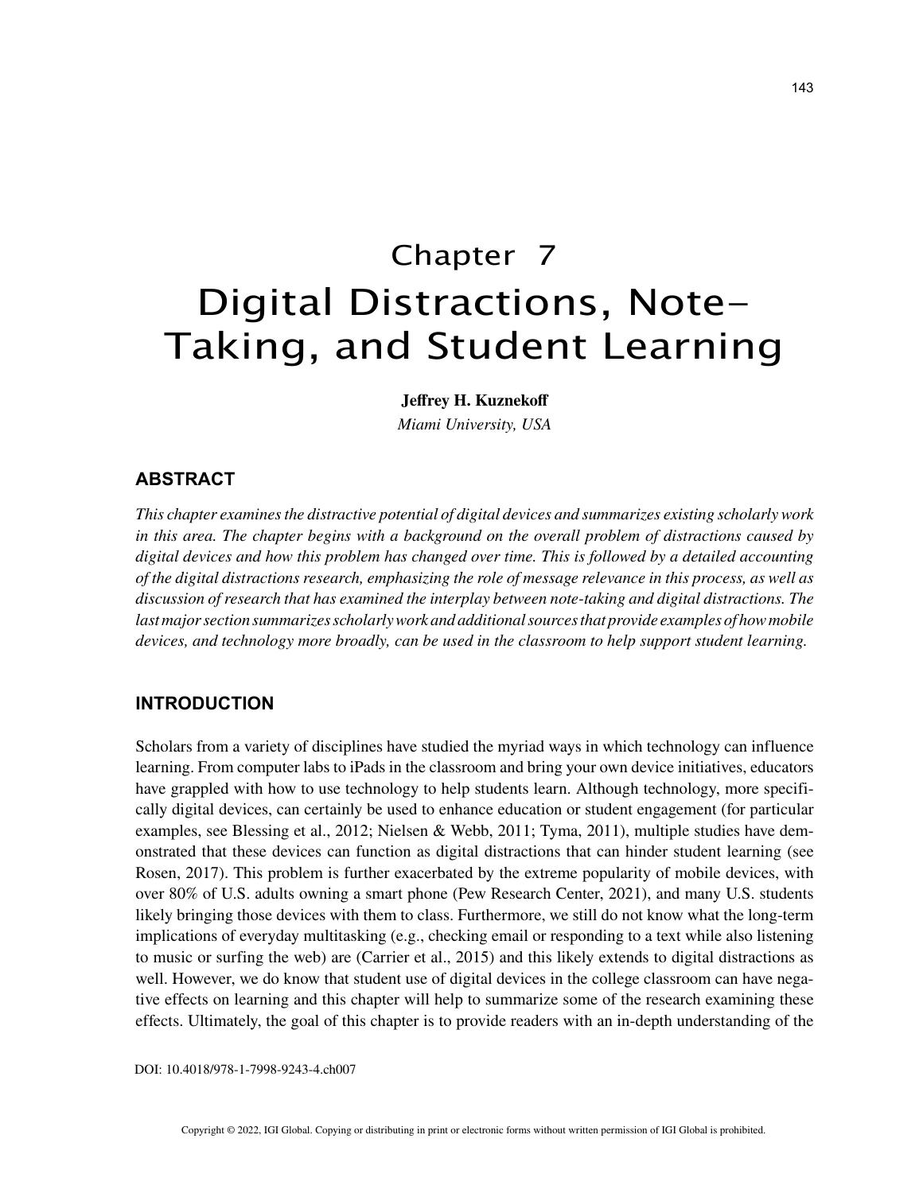# Chapter 7
# Digital Distractions, Note-Taking, and Student Learning

**Jeffrey H. Kuznekoff**
*Miami University, USA*

## ABSTRACT

*This chapter examines the distractive potential of digital devices and summarizes existing scholarly work in this area. The chapter begins with a background on the overall problem of distractions caused by digital devices and how this problem has changed over time. This is followed by a detailed accounting of the digital distractions research, emphasizing the role of message relevance in this process, as well as discussion of research that has examined the interplay between note-taking and digital distractions. The last major section summarizes scholarly work and additional sources that provide examples of how mobile devices, and technology more broadly, can be used in the classroom to help support student learning.*

## INTRODUCTION

Scholars from a variety of disciplines have studied the myriad ways in which technology can influence learning. From computer labs to iPads in the classroom and bring your own device initiatives, educators have grappled with how to use technology to help students learn. Although technology, more specifically digital devices, can certainly be used to enhance education or student engagement (for particular examples, see Blessing et al., 2012; Nielsen & Webb, 2011; Tyma, 2011), multiple studies have demonstrated that these devices can function as digital distractions that can hinder student learning (see Rosen, 2017). This problem is further exacerbated by the extreme popularity of mobile devices, with over 80% of U.S. adults owning a smart phone (Pew Research Center, 2021), and many U.S. students likely bringing those devices with them to class. Furthermore, we still do not know what the long-term implications of everyday multitasking (e.g., checking email or responding to a text while also listening to music or surfing the web) are (Carrier et al., 2015) and this likely extends to digital distractions as well. However, we do know that student use of digital devices in the college classroom can have negative effects on learning and this chapter will help to summarize some of the research examining these effects. Ultimately, the goal of this chapter is to provide readers with an in-depth understanding of the

DOI: 10.4018/978-1-7998-9243-4.ch007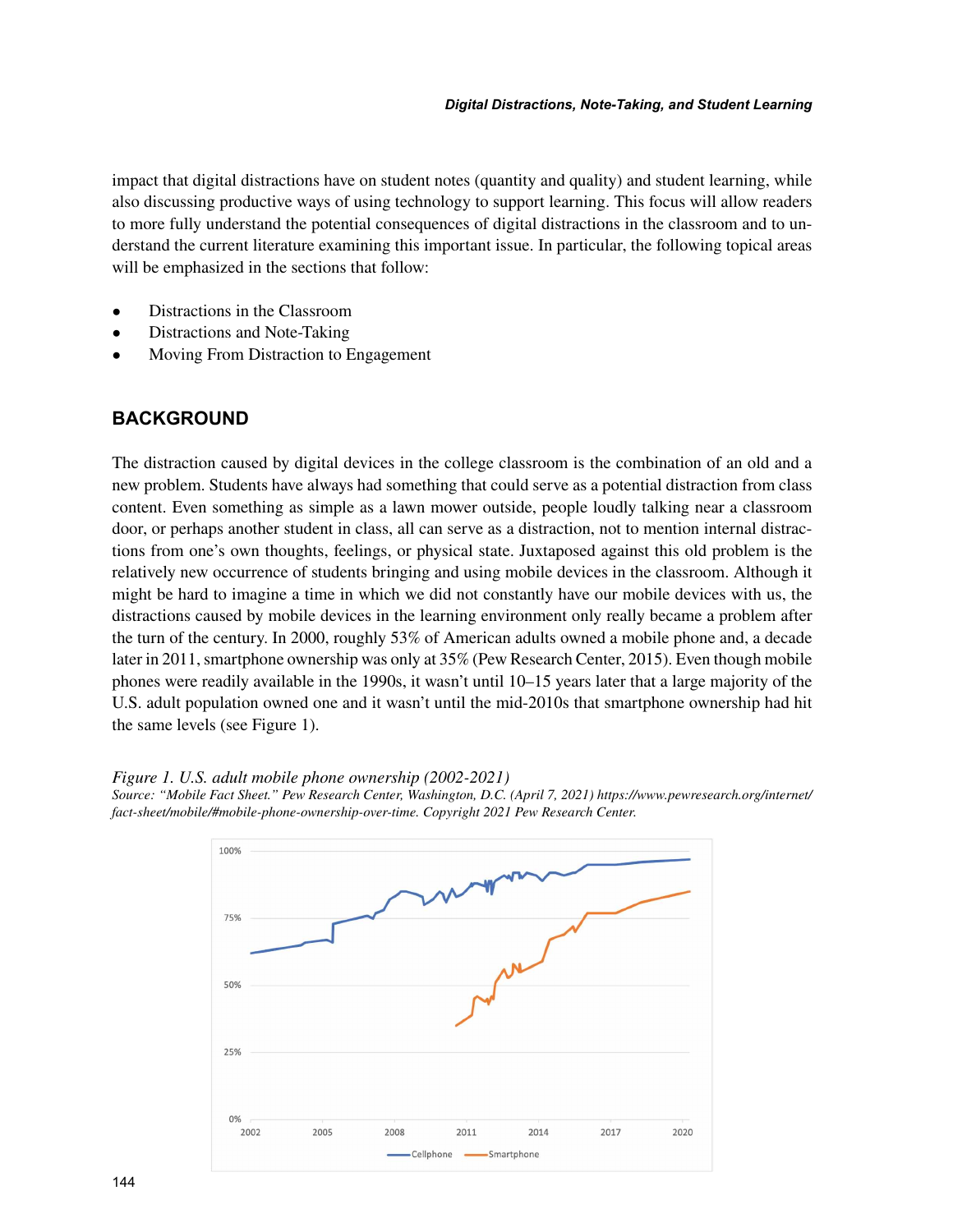impact that digital distractions have on student notes (quantity and quality) and student learning, while also discussing productive ways of using technology to support learning. This focus will allow readers to more fully understand the potential consequences of digital distractions in the classroom and to understand the current literature examining this important issue. In particular, the following topical areas will be emphasized in the sections that follow:

- Distractions in the Classroom
- Distractions and Note-Taking
- Moving From Distraction to Engagement

## BACKGROUND

The distraction caused by digital devices in the college classroom is the combination of an old and a new problem. Students have always had something that could serve as a potential distraction from class content. Even something as simple as a lawn mower outside, people loudly talking near a classroom door, or perhaps another student in class, all can serve as a distraction, not to mention internal distractions from one's own thoughts, feelings, or physical state. Juxtaposed against this old problem is the relatively new occurrence of students bringing and using mobile devices in the classroom. Although it might be hard to imagine a time in which we did not constantly have our mobile devices with us, the distractions caused by mobile devices in the learning environment only really became a problem after the turn of the century. In 2000, roughly 53% of American adults owned a mobile phone and, a decade later in 2011, smartphone ownership was only at 35% (Pew Research Center, 2015). Even though mobile phones were readily available in the 1990s, it wasn't until 10–15 years later that a large majority of the U.S. adult population owned one and it wasn't until the mid-2010s that smartphone ownership had hit the same levels (see Figure 1).

*Figure 1. U.S. adult mobile phone ownership (2002-2021)*
*Source: "Mobile Fact Sheet." Pew Research Center, Washington, D.C. (April 7, 2021) https://www.pewresearch.org/internet/fact-sheet/mobile/#mobile-phone-ownership-over-time. Copyright 2021 Pew Research Center.*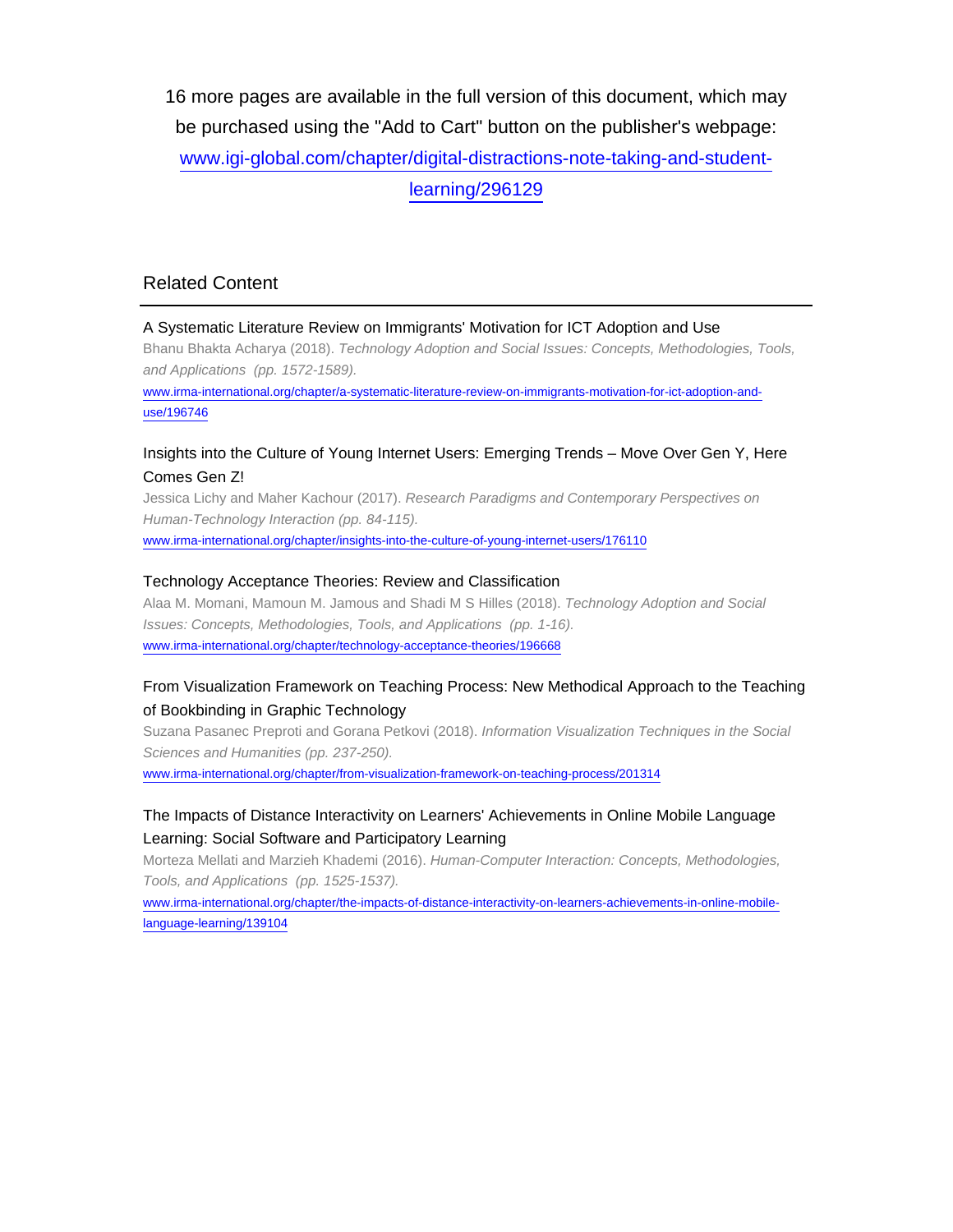16 more pages are available in the full version of this document, which may be purchased using the "Add to Cart" button on the publisher's webpage: www.igi-global.com/chapter/digital-distractions-note-taking-and-student-learning/296129

## Related Content

A Systematic Literature Review on Immigrants' Motivation for ICT Adoption and Use
Bhanu Bhakta Acharya (2018). *Technology Adoption and Social Issues: Concepts, Methodologies, Tools, and Applications (pp. 1572-1589).*
www.irma-international.org/chapter/a-systematic-literature-review-on-immigrants-motivation-for-ict-adoption-and-use/196746

Insights into the Culture of Young Internet Users: Emerging Trends – Move Over Gen Y, Here Comes Gen Z!
Jessica Lichy and Maher Kachour (2017). *Research Paradigms and Contemporary Perspectives on Human-Technology Interaction (pp. 84-115).*
www.irma-international.org/chapter/insights-into-the-culture-of-young-internet-users/176110

Technology Acceptance Theories: Review and Classification
Alaa M. Momani, Mamoun M. Jamous and Shadi M S Hilles (2018). *Technology Adoption and Social Issues: Concepts, Methodologies, Tools, and Applications (pp. 1-16).*
www.irma-international.org/chapter/technology-acceptance-theories/196668

From Visualization Framework on Teaching Process: New Methodical Approach to the Teaching of Bookbinding in Graphic Technology
Suzana Pasanec Preproti and Gorana Petkovi (2018). *Information Visualization Techniques in the Social Sciences and Humanities (pp. 237-250).*
www.irma-international.org/chapter/from-visualization-framework-on-teaching-process/201314

The Impacts of Distance Interactivity on Learners' Achievements in Online Mobile Language Learning: Social Software and Participatory Learning
Morteza Mellati and Marzieh Khademi (2016). *Human-Computer Interaction: Concepts, Methodologies, Tools, and Applications (pp. 1525-1537).*
www.irma-international.org/chapter/the-impacts-of-distance-interactivity-on-learners-achievements-in-online-mobile-language-learning/139104